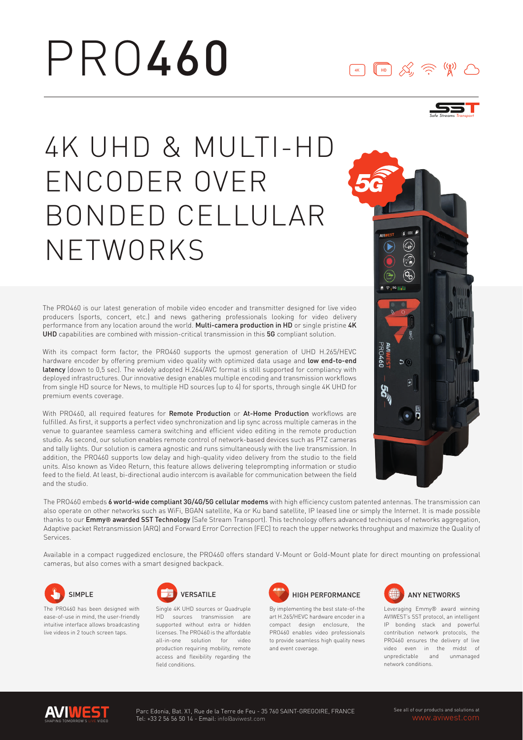# PRO460

# 4K UHD & MULTI-HD ENCODER OVER BONDED CELLULAR NETWORKS

The PRO460 is our latest generation of mobile video encoder and transmitter designed for live video producers (sports, concert, etc.) and news gathering professionals looking for video delivery performance from any location around the world. **Multi-camera production in HD** or single pristine **4K UHD** capabilities are combined with mission-critical transmission in this **5G** compliant solution.

With its compact form factor, the PRO460 supports the upmost generation of UHD H.265/HEVC hardware encoder by offering premium video quality with optimized data usage and **low end-to-end latency** (down to 0,5 sec). The widely adopted H.264/AVC format is still supported for compliancy with deployed infrastructures. Our innovative design enables multiple encoding and transmission workflows from single HD source for News, to multiple HD sources (up to 4) for sports, through single 4K UHD for premium events coverage.

With PRO460, all required features for **Remote Production** or **At-Home Production** workflows are fulfilled. As first, it supports a perfect video synchronization and lip sync across multiple cameras in the venue to guarantee seamless camera switching and efficient video editing in the remote production studio. As second, our solution enables remote control of network-based devices such as PTZ cameras and tally lights. Our solution is camera agnostic and runs simultaneously with the live transmission. In addition, the PRO460 supports low delay and high-quality video delivery from the studio to the field units. Also known as Video Return, this feature allows delivering teleprompting information or studio feed to the field. At least, bi-directional audio intercom is available for communication between the field and the studio.

The PRO460 embeds **6 world-wide compliant 3G/4G/5G cellular modems** with high efficiency custom patented antennas. The transmission can also operate on other networks such as WiFi, BGAN satellite, Ka or Ku band satellite, IP leased line or simply the Internet. It is made possible thanks to our **Emmy® awarded SST Technology** (Safe Stream Transport). This technology offers advanced techniques of networks aggregation, Adaptive packet Retransmission (ARQ) and Forward Error Correction (FEC) to reach the upper networks throughput and maximize the Quality of Services.

Available in a compact ruggedized enclosure, the PRO460 offers standard V-Mount or Gold-Mount plate for direct mounting on professional cameras, but also comes with a smart designed backpack.

### SIMPLE

The PRO460 has been designed with ease-of-use in mind, the user-friendly intuitive interface allows broadcasting live videos in 2 touch screen taps.

### VERSATILE

Single 4K UHD sources or Quadruple HD sources transmission are supported without extra or hidden licenses. The PRO460 is the affordable all-in-one solution for video production requiring mobility, remote access and flexibility regarding the field conditions.

### HIGH PERFORMANCE

By implementing the best state-of-the art H.265/HEVC hardware encoder in a compact design enclosure, the PRO460 enables video professionals to provide seamless high quality news and event coverage.

### ANY NETWORKS

Leveraging Emmy® award winning AVIWEST's SST protocol, an intelligent IP bonding stack and powerful contribution network protocols, the PRO460 ensures the delivery of live video even in the midst of unpredictable and unmanaged network conditions.

Parc Edonia, Bat. X1, Rue de la Terre de Feu - 35 760 SAINT-GREGOIRE, FRANCE
Tel: +33 2 56 56 50 14 - Email: info@aviwest.com

See all of our products and solutions at www.aviwest.com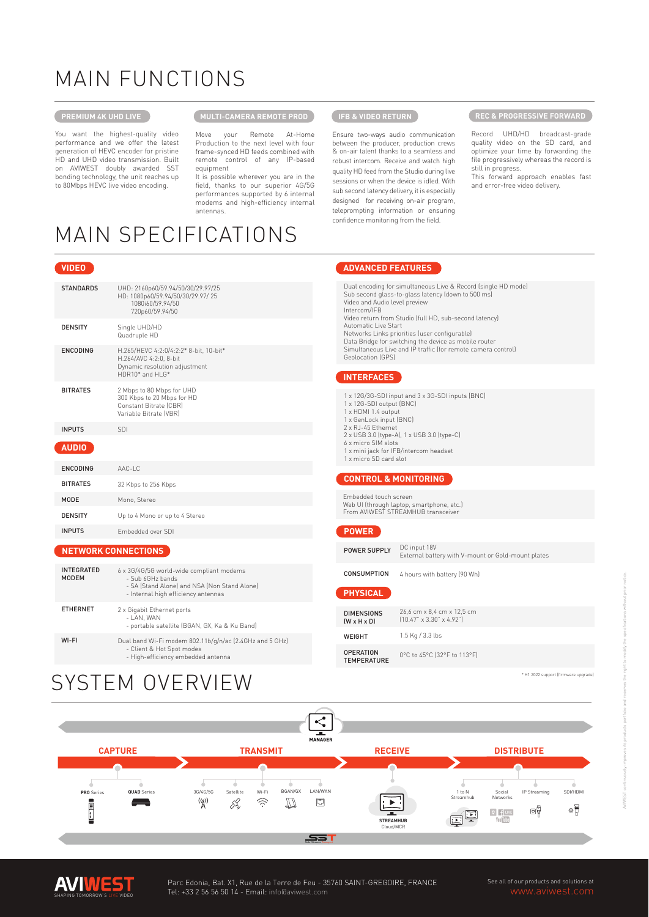# MAIN FUNCTIONS

## PREMIUM 4K UHD LIVE

You want the highest-quality video performance and we offer the latest generation of HEVC encoder for pristine HD and UHD video transmission. Built on AVIWEST doubly awarded SST bonding technology, the unit reaches up to 80Mbps HEVC live video encoding.

## MULTI-CAMERA REMOTE PROD

Move your Remote At-Home Production to the next level with four frame-synced HD feeds combined with remote control of any IP-based equipment

It is possible wherever you are in the field, thanks to our superior 4G/5G performances supported by 6 internal modems and high-efficiency internal antennas.

## IFB & VIDEO RETURN

Ensure two-ways audio communication between the producer, production crews & on-air talent thanks to a seamless and robust intercom. Receive and watch high quality HD feed from the Studio during live sessions or when the device is idled. With sub second latency delivery, it is especially designed for receiving on-air program, teleprompting information or ensuring confidence monitoring from the field.

## REC & PROGRESSIVE FORWARD

Record UHD/HD broadcast-grade quality video on the SD card, and optimize your time by forwarding the file progressively whereas the record is still in progress.

This forward approach enables fast and error-free video delivery.

# MAIN SPECIFICATIONS

## VIDEO

| | |
|---|---|
| STANDARDS | UHD: 2160p60/59.94/50/30/29.97/25<br>HD: 1080p60/59.94/50/30/29.97/ 25<br>1080i60/59.94/50<br>720p60/59.94/50 |
| DENSITY | Single UHD/HD<br>Quadruple HD |
| ENCODING | H.265/HEVC 4:2:0/4:2:2* 8-bit, 10-bit*<br>H.264/AVC 4:2:0, 8-bit<br>Dynamic resolution adjustment<br>HDR10* and HLG* |
| BITRATES | 2 Mbps to 80 Mbps for UHD<br>300 Kbps to 20 Mbps for HD<br>Constant Bitrate (CBR)<br>Variable Bitrate (VBR) |
| INPUTS | SDI |

## AUDIO

| | |
|---|---|
| ENCODING | AAC-LC |
| BITRATES | 32 Kbps to 256 Kbps |
| MODE | Mono, Stereo |
| DENSITY | Up to 4 Mono or up to 4 Stereo |
| INPUTS | Embedded over SDI |

## NETWORK CONNECTIONS

| | |
|---|---|
| INTEGRATED MODEM | 6 x 3G/4G/5G world-wide compliant modems<br>- Sub 6GHz bands<br>- SA (Stand Alone) and NSA (Non Stand Alone)<br>- Internal high efficiency antennas |
| ETHERNET | 2 x Gigabit Ethernet ports<br>- LAN, WAN<br>- portable satellite (BGAN, GX, Ka & Ku Band) |
| WI-FI | Dual band Wi-Fi modem 802.11b/g/n/ac (2.4GHz and 5 GHz)<br>- Client & Hot Spot modes<br>- High-efficiency embedded antenna |

## ADVANCED FEATURES

Dual encoding for simultaneous Live & Record (single HD mode)
Sub second glass-to-glass latency (down to 500 ms)
Video and Audio level preview
Intercom/IFB
Video return from Studio (full HD, sub-second latency)
Automatic Live Start
Networks Links priorities (user configurable)
Data Bridge for switching the device as mobile router
Simultaneous Live and IP traffic (for remote camera control)
Geolocation (GPS)

## INTERFACES

1 x 12G/3G-SDI input and 3 x 3G-SDI inputs (BNC)
1 x 12G-SDI output (BNC)
1 x HDMI 1.4 output
1 x GenLock input (BNC)
2 x RJ-45 Ethernet
2 x USB 3.0 (type-A), 1 x USB 3.0 (type-C)
6 x micro SIM slots
1 x mini jack for IFB/intercom headset
1 x micro SD card slot

## CONTROL & MONITORING

Embedded touch screen
Web UI (through laptop, smartphone, etc.)
From AVIWEST STREAMHUB transceiver

## POWER

| | |
|---|---|
| POWER SUPPLY | DC input 18V<br>External battery with V-mount or Gold-mount plates |
| CONSUMPTION | 4 hours with battery (90 Wh) |

## PHYSICAL

| | |
|---|---|
| DIMENSIONS (W x H x D) | 26,6 cm x 8,4 cm x 12,5 cm<br>(10.47" x 3.30" x 4.92") |
| WEIGHT | 1.5 Kg / 3.3 lbs |
| OPERATION TEMPERATURE | 0°C to 45°C (32°F to 113°F) |

\* H1 2022 support (firmware upgrade)

# SYSTEM OVERVIEW

MANAGER

**CAPTURE** — PRO Series, QUAD Series

**TRANSMIT** — 3G/4G/5G, Satellite, Wi-Fi, BGAN/GX, LAN/WAN

**RECEIVE** — STREAMHUB Cloud/MCR

**DISTRIBUTE** — 1 to N Streamhub, Social Networks, IP Streaming, SDI/HDMI

SST

AVIWEST continuously improves its products portfolio and reserves the right to modify the specifications without prior notice

AVIWEST — SHAPING TOMORROW'S LIVE VIDEO

Parc Edonia, Bat. X1, Rue de la Terre de Feu - 35760 SAINT-GREGOIRE, FRANCE
Tel: +33 2 56 56 50 14 - Email: info@aviwest.com

See all of our products and solutions at www.aviwest.com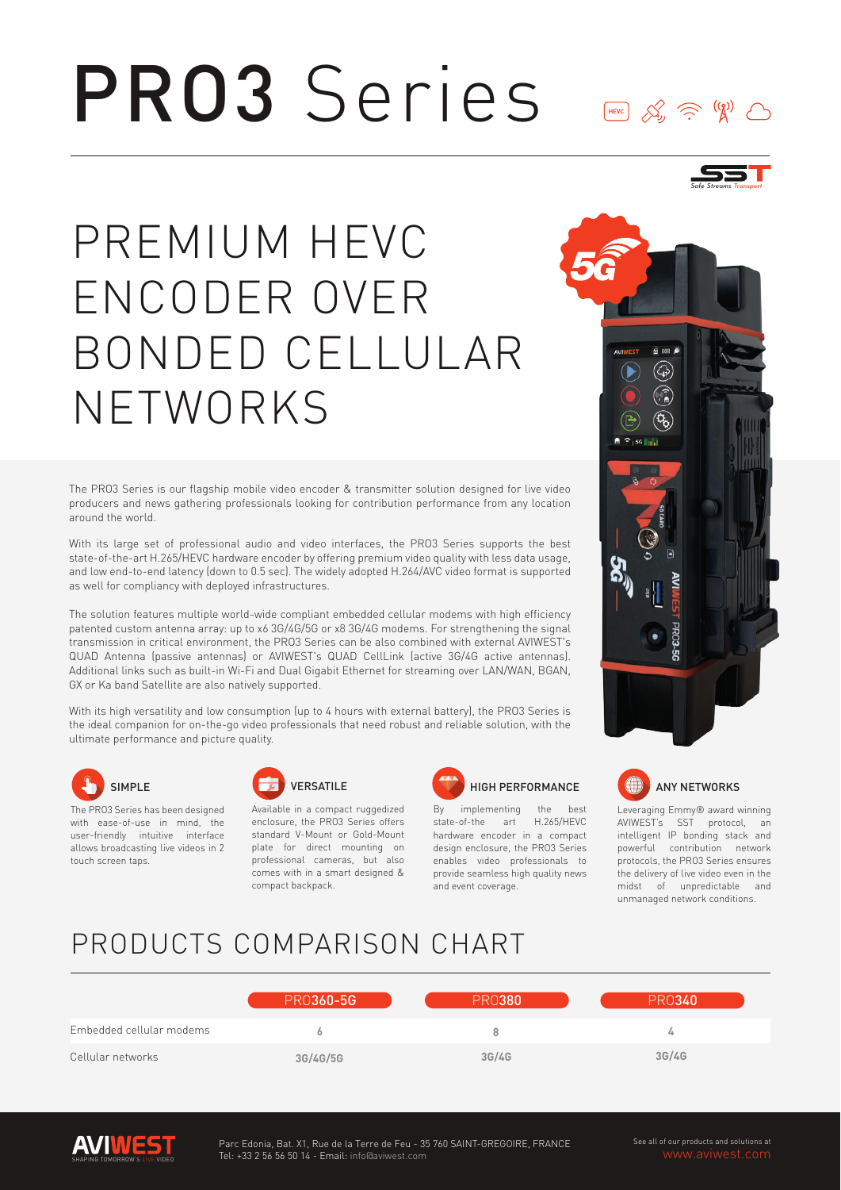# PRO3 Series

# PREMIUM HEVC ENCODER OVER BONDED CELLULAR NETWORKS

The PRO3 Series is our flagship mobile video encoder & transmitter solution designed for live video producers and news gathering professionals looking for contribution performance from any location around the world.

With its large set of professional audio and video interfaces, the PRO3 Series supports the best state-of-the-art H.265/HEVC hardware encoder by offering premium video quality with less data usage, and low end-to-end latency (down to 0.5 sec). The widely adopted H.264/AVC video format is supported as well for compliancy with deployed infrastructures.

The solution features multiple world-wide compliant embedded cellular modems with high efficiency patented custom antenna array: up to x6 3G/4G/5G or x8 3G/4G modems. For strengthening the signal transmission in critical environment, the PRO3 Series can be also combined with external AVIWEST's QUAD Antenna (passive antennas) or AVIWEST's QUAD CellLink (active 3G/4G active antennas). Additional links such as built-in Wi-Fi and Dual Gigabit Ethernet for streaming over LAN/WAN, BGAN, GX or Ka band Satellite are also natively supported.

With its high versatility and low consumption (up to 4 hours with external battery), the PRO3 Series is the ideal companion for on-the-go video professionals that need robust and reliable solution, with the ultimate performance and picture quality.

### SIMPLE

The PRO3 Series has been designed with ease-of-use in mind, the user-friendly intuitive interface allows broadcasting live videos in 2 touch screen taps.

### VERSATILE

Available in a compact ruggedized enclosure, the PRO3 Series offers standard V-Mount or Gold-Mount plate for direct mounting on professional cameras, but also comes with in a smart designed & compact backpack.

### HIGH PERFORMANCE

By implementing the best state-of-the art H.265/HEVC hardware encoder in a compact design enclosure, the PRO3 Series enables video professionals to provide seamless high quality news and event coverage.

### ANY NETWORKS

Leveraging Emmy® award winning AVIWEST's SST protocol, an intelligent IP bonding stack and powerful contribution network protocols, the PRO3 Series ensures the delivery of live video even in the midst of unpredictable and unmanaged network conditions.

## PRODUCTS COMPARISON CHART

| | PRO360-5G | PRO380 | PRO340 |
|---|---|---|---|
| Embedded cellular modems | 6 | 8 | 4 |
| Cellular networks | 3G/4G/5G | 3G/4G | 3G/4G |

Parc Edonia, Bat. X1, Rue de la Terre de Feu - 35 760 SAINT-GREGOIRE, FRANCE
Tel: +33 2 56 56 50 14 - Email: info@aviwest.com

See all of our products and solutions at www.aviwest.com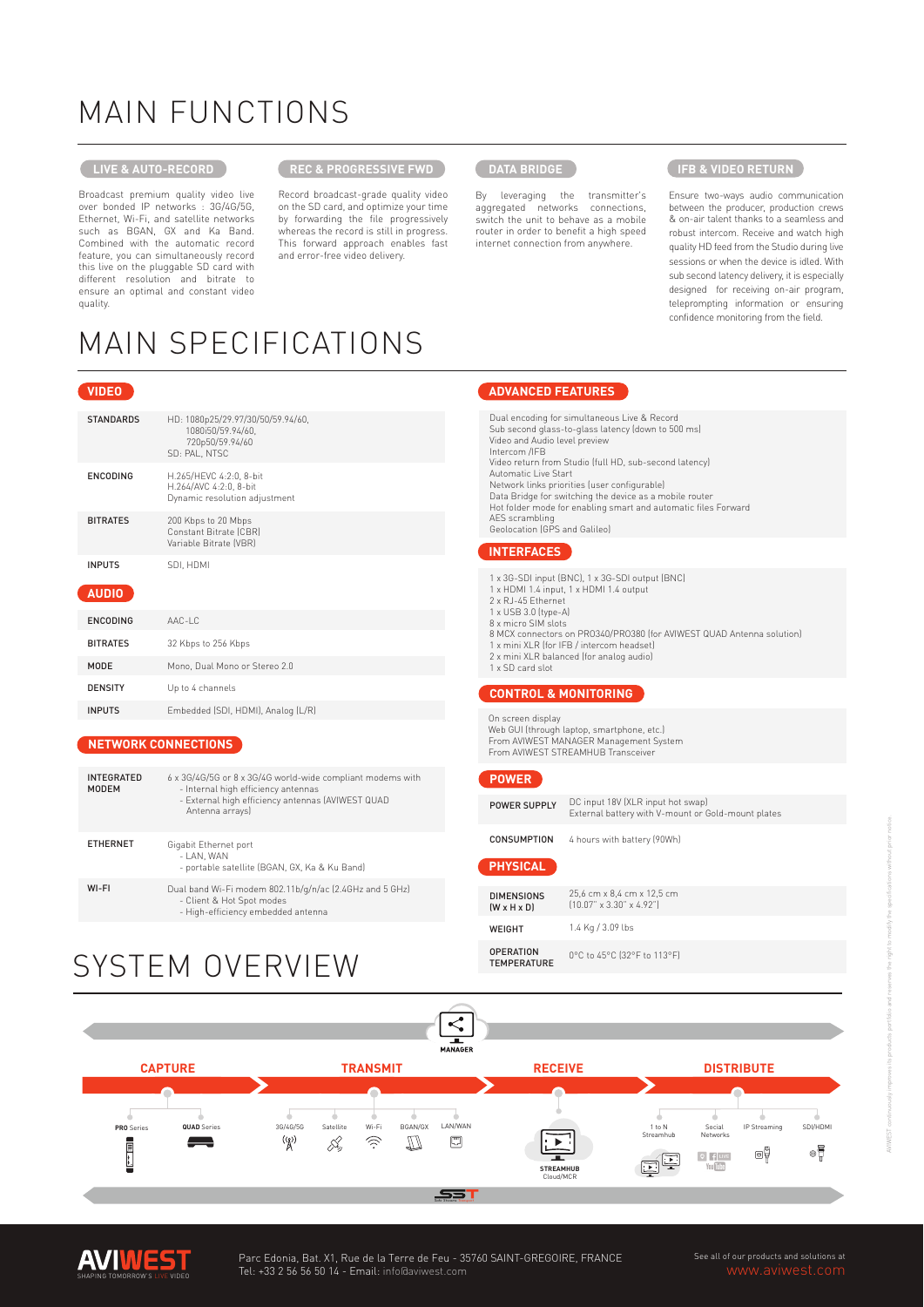# MAIN FUNCTIONS

### LIVE & AUTO-RECORD

Broadcast premium quality video live over bonded IP networks : 3G/4G/5G, Ethernet, Wi-Fi, and satellite networks such as BGAN, GX and Ka Band. Combined with the automatic record feature, you can simultaneously record this live on the pluggable SD card with different resolution and bitrate to ensure an optimal and constant video quality.

### REC & PROGRESSIVE FWD

Record broadcast-grade quality video on the SD card, and optimize your time by forwarding the file progressively whereas the record is still in progress. This forward approach enables fast and error-free video delivery.

### DATA BRIDGE

By leveraging the transmitter's aggregated networks connections, switch the unit to behave as a mobile router in order to benefit a high speed internet connection from anywhere.

### IFB & VIDEO RETURN

Ensure two-ways audio communication between the producer, production crews & on-air talent thanks to a seamless and robust intercom. Receive and watch high quality HD feed from the Studio during live sessions or when the device is idled. With sub second latency delivery, it is especially designed for receiving on-air program, teleprompting information or ensuring confidence monitoring from the field.

# MAIN SPECIFICATIONS

### VIDEO

| | |
|---|---|
| STANDARDS | HD: 1080p25/29.97/30/50/59.94/60, 1080i50/59.94/60, 720p50/59.94/60<br>SD: PAL, NTSC |
| ENCODING | H.265/HEVC 4:2:0, 8-bit<br>H.264/AVC 4:2:0, 8-bit<br>Dynamic resolution adjustment |
| BITRATES | 200 Kbps to 20 Mbps<br>Constant Bitrate (CBR)<br>Variable Bitrate (VBR) |
| INPUTS | SDI, HDMI |

### AUDIO

| | |
|---|---|
| ENCODING | AAC-LC |
| BITRATES | 32 Kbps to 256 Kbps |
| MODE | Mono, Dual Mono or Stereo 2.0 |
| DENSITY | Up to 4 channels |
| INPUTS | Embedded (SDI, HDMI), Analog (L/R) |

### NETWORK CONNECTIONS

| | |
|---|---|
| INTEGRATED MODEM | 6 x 3G/4G/5G or 8 x 3G/4G world-wide compliant modems with<br>- Internal high efficiency antennas<br>- External high efficiency antennas (AVIWEST QUAD Antenna arrays) |
| ETHERNET | Gigabit Ethernet port<br>- LAN, WAN<br>- portable satellite (BGAN, GX, Ka & Ku Band) |
| WI-FI | Dual band Wi-Fi modem 802.11b/g/n/ac (2.4GHz and 5 GHz)<br>- Client & Hot Spot modes<br>- High-efficiency embedded antenna |

### ADVANCED FEATURES

Dual encoding for simultaneous Live & Record
Sub second glass-to-glass latency (down to 500 ms)
Video and Audio level preview
Intercom /IFB
Video return from Studio (full HD, sub-second latency)
Automatic Live Start
Network links priorities (user configurable)
Data Bridge for switching the device as a mobile router
Hot folder mode for enabling smart and automatic files Forward
AES scrambling
Geolocation (GPS and Galileo)

### INTERFACES

1 x 3G-SDI input (BNC), 1 x 3G-SDI output (BNC)
1 x HDMI 1.4 input, 1 x HDMI 1.4 output
2 x RJ-45 Ethernet
1 x USB 3.0 (type-A)
8 x micro SIM slots
8 MCX connectors on PRO340/PRO380 (for AVIWEST QUAD Antenna solution)
1 x mini XLR (for IFB / intercom headset)
2 x mini XLR balanced (for analog audio)
1 x SD card slot

### CONTROL & MONITORING

On screen display
Web GUI (through laptop, smartphone, etc.)
From AVIWEST MANAGER Management System
From AVIWEST STREAMHUB Transceiver

### POWER

| | |
|---|---|
| POWER SUPPLY | DC input 18V (XLR input hot swap)<br>External battery with V-mount or Gold-mount plates |
| CONSUMPTION | 4 hours with battery (90Wh) |

### PHYSICAL

| | |
|---|---|
| DIMENSIONS (W x H x D) | 25,6 cm x 8,4 cm x 12,5 cm<br>(10.07'' x 3.30'' x 4.92'') |
| WEIGHT | 1.4 Kg / 3.09 lbs |
| OPERATION TEMPERATURE | 0°C to 45°C (32°F to 113°F) |

# SYSTEM OVERVIEW

MANAGER

CAPTURE — PRO Series, QUAD Series

TRANSMIT — 3G/4G/5G, Satellite, Wi-Fi, BGAN/GX, LAN/WAN

RECEIVE — STREAMHUB Cloud/MCR

DISTRIBUTE — 1 to N Streamhub, Social Networks, IP Streaming, SDI/HDMI

Parc Edonia, Bat. X1, Rue de la Terre de Feu - 35760 SAINT-GREGOIRE, FRANCE
Tel: +33 2 56 56 50 14 - Email: info@aviwest.com

See all of our products and solutions at www.aviwest.com

AVIWEST continuously improves its products portfolio and reserves the right to modify the specifications without prior notice.